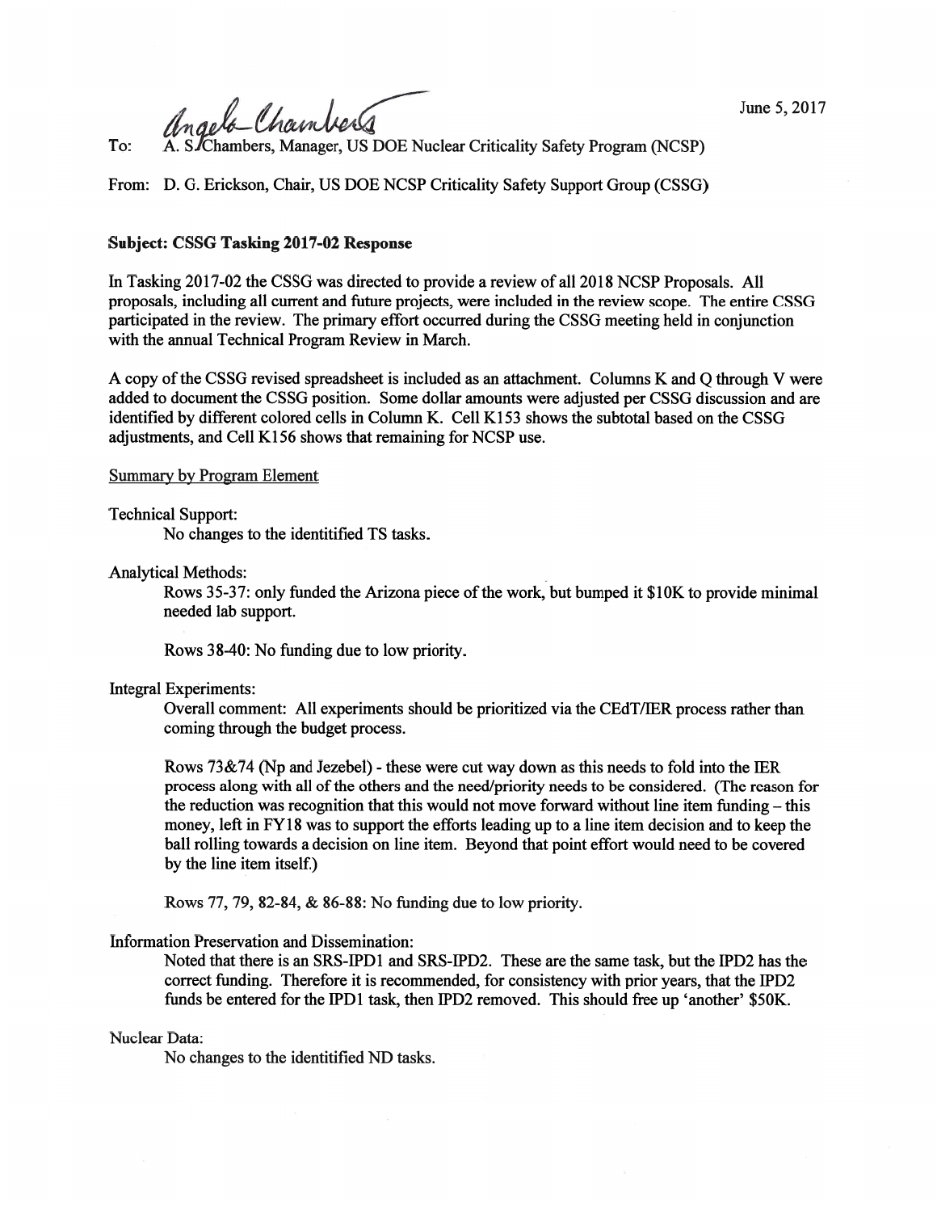June 5, 2017

To: A. S. Chambers, Manager, US DOE Nuclear Criticality Safety Program (NCSP)

From: D. G. Erickson, Chair, US DOE NCSP Criticality Safety Support Group (CSSG)

**Subject: CSSG Tasking 2017-02 Response**

In Tasking 2017-02 the CSSG was directed to provide a review of all 2018 NCSP Proposals. All proposals, including all current and future projects, were included in the review scope. The entire CSSG participated in the review. The primary effort occurred during the CSSG meeting held in conjunction with the annual Technical Program Review in March.

A copy of the CSSG revised spreadsheet is included as an attachment. Columns K and Q through V were added to document the CSSG position. Some dollar amounts were adjusted per CSSG discussion and are identified by different colored cells in Column K. Cell K153 shows the subtotal based on the CSSG adjustments, and Cell K156 shows that remaining for NCSP use.

Summary by Program Element

Technical Support:

No changes to the identitified TS tasks.

Analytical Methods:

Rows 35-37: only funded the Arizona piece of the work, but bumped it $10K to provide minimal needed lab support.

Rows 38-40: No funding due to low priority.

Integral Experiments:

Overall comment: All experiments should be prioritized via the CEdT/IER process rather than coming through the budget process.

Rows 73&74 (Np and Jezebel) - these were cut way down as this needs to fold into the IER process along with all of the others and the need/priority needs to be considered. (The reason for the reduction was recognition that this would not move forward without line item funding – this money, left in FY18 was to support the efforts leading up to a line item decision and to keep the ball rolling towards a decision on line item. Beyond that point effort would need to be covered by the line item itself.)

Rows 77, 79, 82-84, & 86-88: No funding due to low priority.

Information Preservation and Dissemination:

Noted that there is an SRS-IPD1 and SRS-IPD2. These are the same task, but the IPD2 has the correct funding. Therefore it is recommended, for consistency with prior years, that the IPD2 funds be entered for the IPD1 task, then IPD2 removed. This should free up 'another' $50K.

Nuclear Data:

No changes to the identitified ND tasks.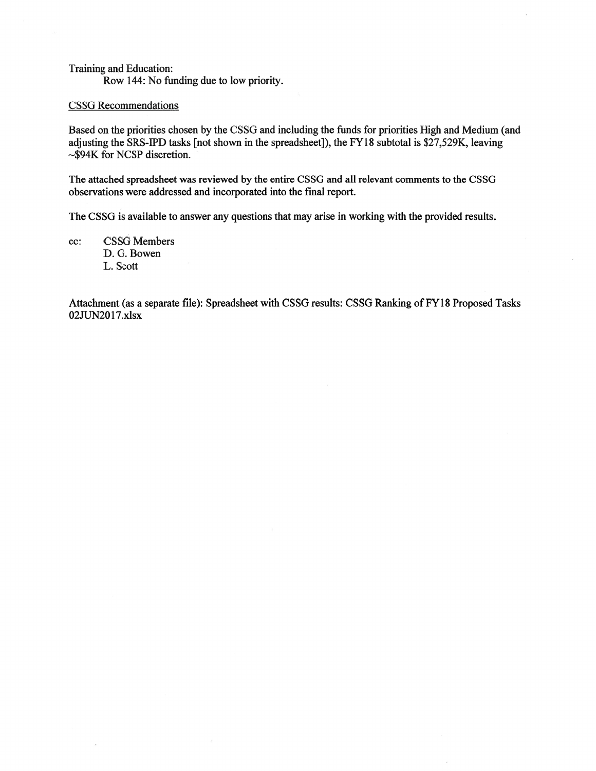Training and Education:

Row 144: No funding due to low priority.

<u>CSSG Recommendations</u>

Based on the priorities chosen by the CSSG and including the funds for priorities High and Medium (and adjusting the SRS-IPD tasks [not shown in the spreadsheet]), the FY18 subtotal is $27,529K, leaving ~$94K for NCSP discretion.

The attached spreadsheet was reviewed by the entire CSSG and all relevant comments to the CSSG observations were addressed and incorporated into the final report.

The CSSG is available to answer any questions that may arise in working with the provided results.

cc: CSSG Members
D. G. Bowen
L. Scott

Attachment (as a separate file): Spreadsheet with CSSG results: CSSG Ranking of FY18 Proposed Tasks 02JUN2017.xlsx